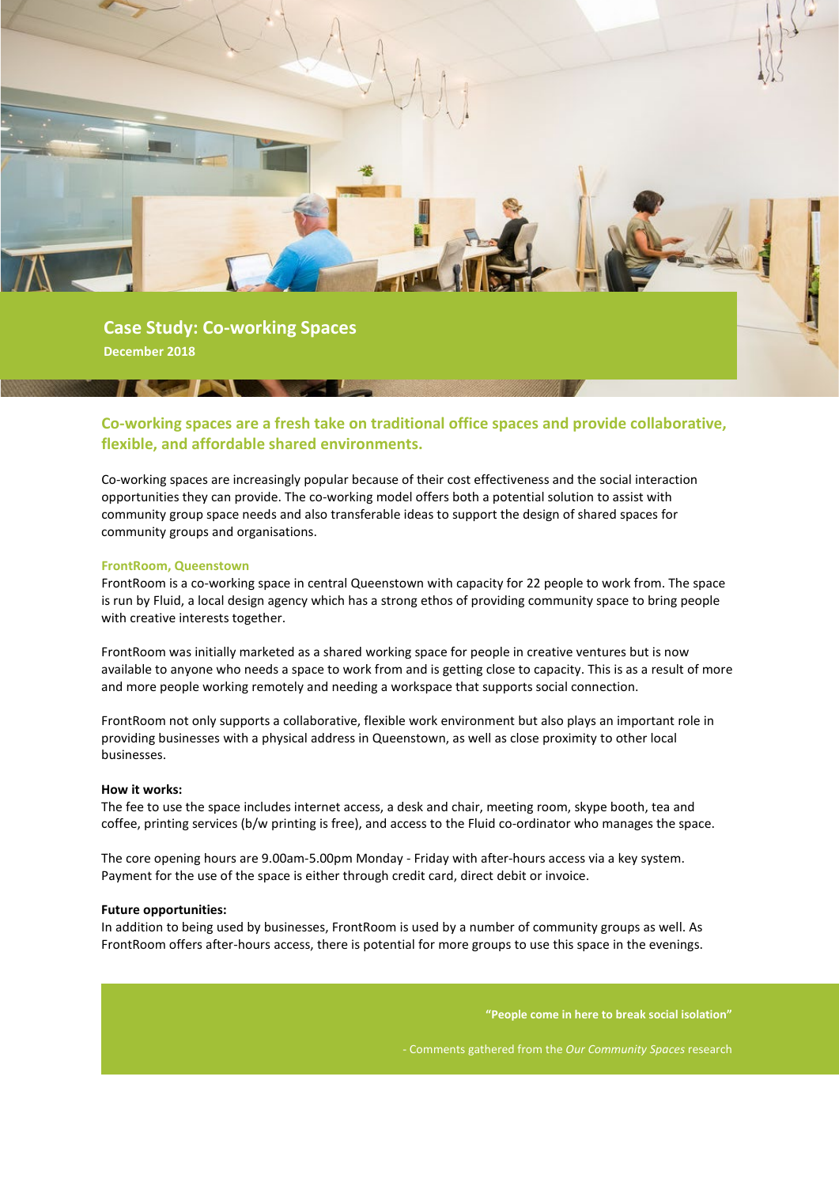# Case Study: Co-working Spaces

**December 2018**

## Co-working spaces are a fresh take on traditional office spaces and provide collaborative, flexible, and affordable shared environments.

Co-working spaces are increasingly popular because of their cost effectiveness and the social interaction opportunities they can provide. The co-working model offers both a potential solution to assist with community group space needs and also transferable ideas to support the design of shared spaces for community groups and organisations.

### FrontRoom, Queenstown

FrontRoom is a co-working space in central Queenstown with capacity for 22 people to work from. The space is run by Fluid, a local design agency which has a strong ethos of providing community space to bring people with creative interests together.

FrontRoom was initially marketed as a shared working space for people in creative ventures but is now available to anyone who needs a space to work from and is getting close to capacity. This is as a result of more and more people working remotely and needing a workspace that supports social connection.

FrontRoom not only supports a collaborative, flexible work environment but also plays an important role in providing businesses with a physical address in Queenstown, as well as close proximity to other local businesses.

**How it works:**

The fee to use the space includes internet access, a desk and chair, meeting room, skype booth, tea and coffee, printing services (b/w printing is free), and access to the Fluid co-ordinator who manages the space.

The core opening hours are 9.00am-5.00pm Monday - Friday with after-hours access via a key system. Payment for the use of the space is either through credit card, direct debit or invoice.

**Future opportunities:**

In addition to being used by businesses, FrontRoom is used by a number of community groups as well. As FrontRoom offers after-hours access, there is potential for more groups to use this space in the evenings.

> **"People come in here to break social isolation"**
>
> \- Comments gathered from the *Our Community Spaces* research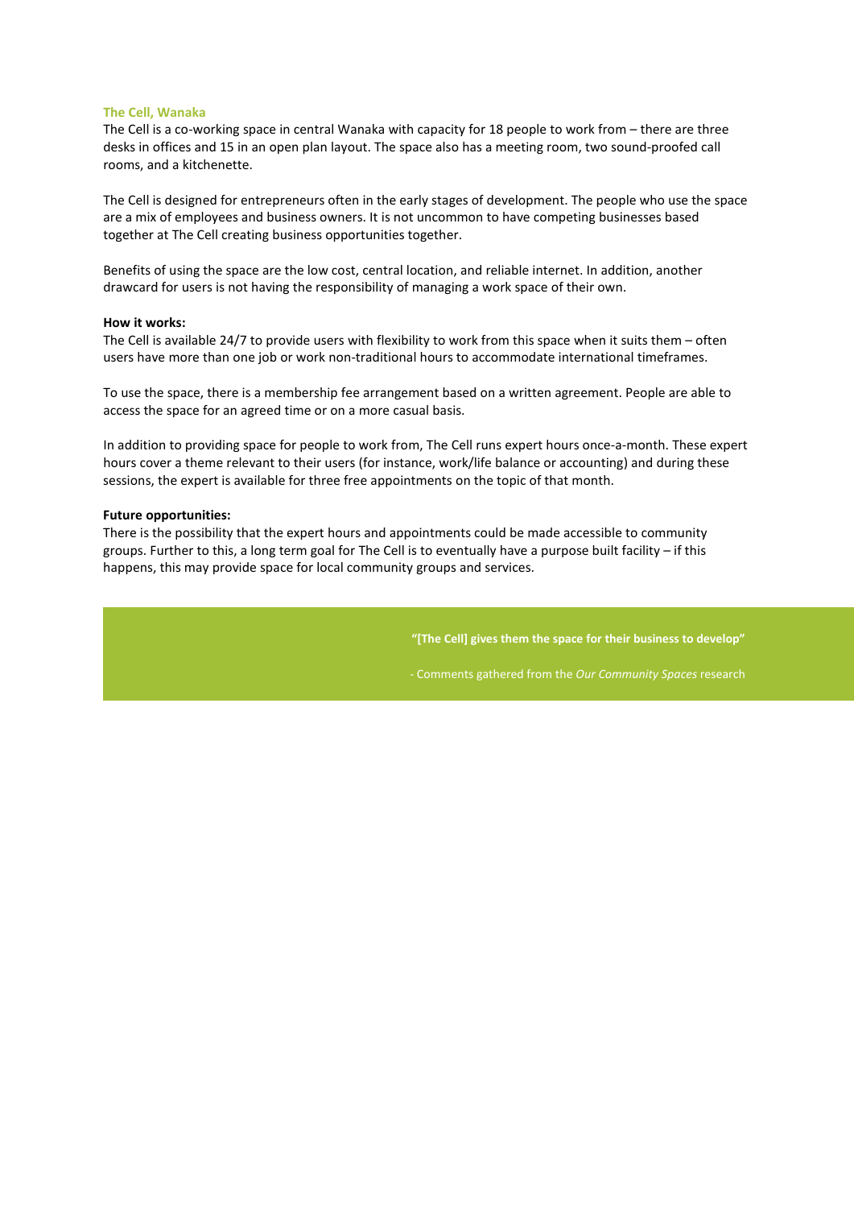## The Cell, Wanaka

The Cell is a co-working space in central Wanaka with capacity for 18 people to work from – there are three desks in offices and 15 in an open plan layout. The space also has a meeting room, two sound-proofed call rooms, and a kitchenette.

The Cell is designed for entrepreneurs often in the early stages of development. The people who use the space are a mix of employees and business owners. It is not uncommon to have competing businesses based together at The Cell creating business opportunities together.

Benefits of using the space are the low cost, central location, and reliable internet. In addition, another drawcard for users is not having the responsibility of managing a work space of their own.

**How it works:**

The Cell is available 24/7 to provide users with flexibility to work from this space when it suits them – often users have more than one job or work non-traditional hours to accommodate international timeframes.

To use the space, there is a membership fee arrangement based on a written agreement. People are able to access the space for an agreed time or on a more casual basis.

In addition to providing space for people to work from, The Cell runs expert hours once-a-month. These expert hours cover a theme relevant to their users (for instance, work/life balance or accounting) and during these sessions, the expert is available for three free appointments on the topic of that month.

**Future opportunities:**

There is the possibility that the expert hours and appointments could be made accessible to community groups. Further to this, a long term goal for The Cell is to eventually have a purpose built facility – if this happens, this may provide space for local community groups and services.

> **"[The Cell] gives them the space for their business to develop"**
>
> - Comments gathered from the *Our Community Spaces* research